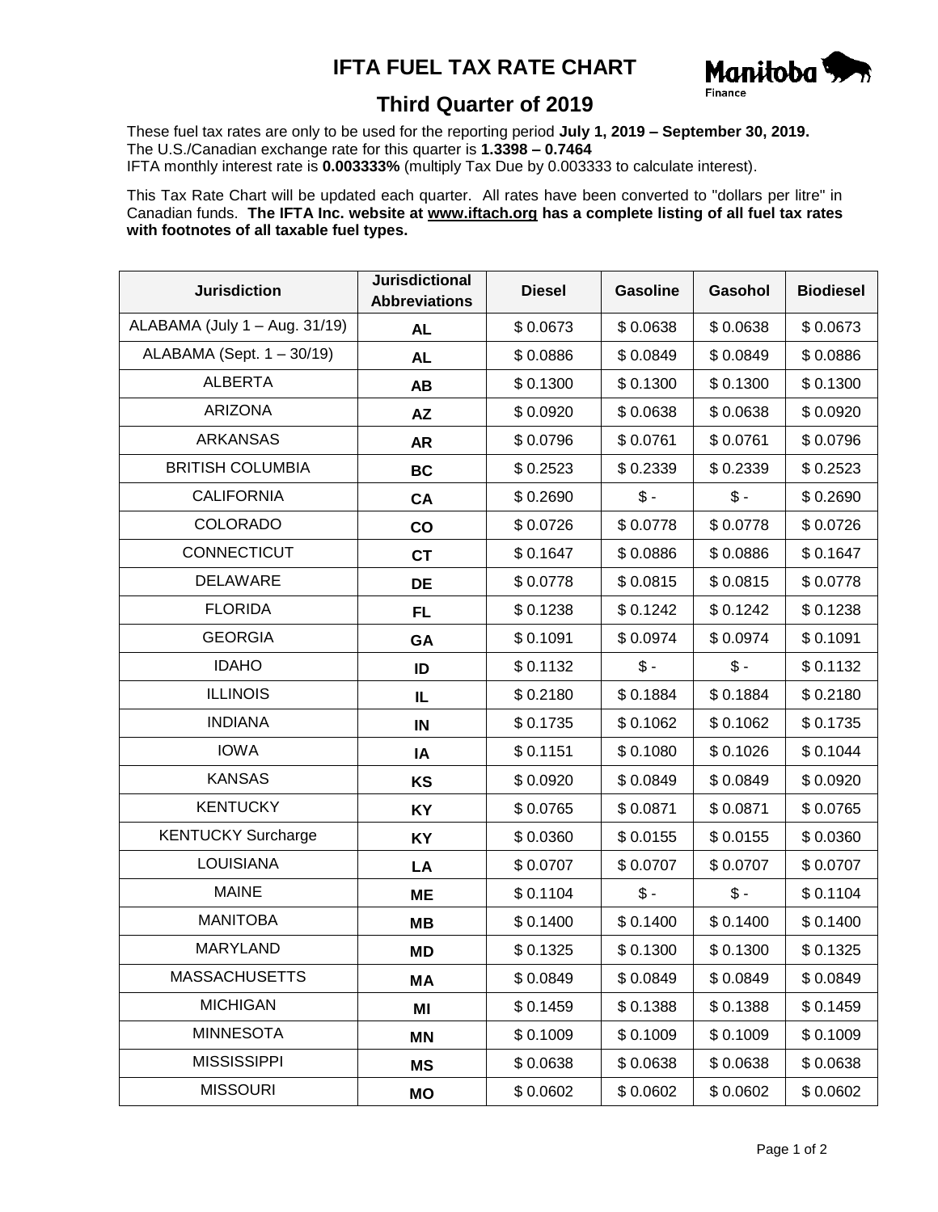# IFTA FUEL TAX RATE CHART

Manitoba Finance

## Third Quarter of 2019

These fuel tax rates are only to be used for the reporting period **July 1, 2019 – September 30, 2019.**
The U.S./Canadian exchange rate for this quarter is **1.3398 – 0.7464**
IFTA monthly interest rate is **0.003333%** (multiply Tax Due by 0.003333 to calculate interest).

This Tax Rate Chart will be updated each quarter. All rates have been converted to "dollars per litre" in Canadian funds. **The IFTA Inc. website at www.iftach.org has a complete listing of all fuel tax rates with footnotes of all taxable fuel types.**

| Jurisdiction | Jurisdictional Abbreviations | Diesel | Gasoline | Gasohol | Biodiesel |
|---|---|---|---|---|---|
| ALABAMA (July 1 – Aug. 31/19) | **AL** | $ 0.0673 | $ 0.0638 | $ 0.0638 | $ 0.0673 |
| ALABAMA (Sept. 1 – 30/19) | **AL** | $ 0.0886 | $ 0.0849 | $ 0.0849 | $ 0.0886 |
| ALBERTA | **AB** | $ 0.1300 | $ 0.1300 | $ 0.1300 | $ 0.1300 |
| ARIZONA | **AZ** | $ 0.0920 | $ 0.0638 | $ 0.0638 | $ 0.0920 |
| ARKANSAS | **AR** | $ 0.0796 | $ 0.0761 | $ 0.0761 | $ 0.0796 |
| BRITISH COLUMBIA | **BC** | $ 0.2523 | $ 0.2339 | $ 0.2339 | $ 0.2523 |
| CALIFORNIA | **CA** | $ 0.2690 | $ - | $ - | $ 0.2690 |
| COLORADO | **CO** | $ 0.0726 | $ 0.0778 | $ 0.0778 | $ 0.0726 |
| CONNECTICUT | **CT** | $ 0.1647 | $ 0.0886 | $ 0.0886 | $ 0.1647 |
| DELAWARE | **DE** | $ 0.0778 | $ 0.0815 | $ 0.0815 | $ 0.0778 |
| FLORIDA | **FL** | $ 0.1238 | $ 0.1242 | $ 0.1242 | $ 0.1238 |
| GEORGIA | **GA** | $ 0.1091 | $ 0.0974 | $ 0.0974 | $ 0.1091 |
| IDAHO | **ID** | $ 0.1132 | $ - | $ - | $ 0.1132 |
| ILLINOIS | **IL** | $ 0.2180 | $ 0.1884 | $ 0.1884 | $ 0.2180 |
| INDIANA | **IN** | $ 0.1735 | $ 0.1062 | $ 0.1062 | $ 0.1735 |
| IOWA | **IA** | $ 0.1151 | $ 0.1080 | $ 0.1026 | $ 0.1044 |
| KANSAS | **KS** | $ 0.0920 | $ 0.0849 | $ 0.0849 | $ 0.0920 |
| KENTUCKY | **KY** | $ 0.0765 | $ 0.0871 | $ 0.0871 | $ 0.0765 |
| KENTUCKY Surcharge | **KY** | $ 0.0360 | $ 0.0155 | $ 0.0155 | $ 0.0360 |
| LOUISIANA | **LA** | $ 0.0707 | $ 0.0707 | $ 0.0707 | $ 0.0707 |
| MAINE | **ME** | $ 0.1104 | $ - | $ - | $ 0.1104 |
| MANITOBA | **MB** | $ 0.1400 | $ 0.1400 | $ 0.1400 | $ 0.1400 |
| MARYLAND | **MD** | $ 0.1325 | $ 0.1300 | $ 0.1300 | $ 0.1325 |
| MASSACHUSETTS | **MA** | $ 0.0849 | $ 0.0849 | $ 0.0849 | $ 0.0849 |
| MICHIGAN | **MI** | $ 0.1459 | $ 0.1388 | $ 0.1388 | $ 0.1459 |
| MINNESOTA | **MN** | $ 0.1009 | $ 0.1009 | $ 0.1009 | $ 0.1009 |
| MISSISSIPPI | **MS** | $ 0.0638 | $ 0.0638 | $ 0.0638 | $ 0.0638 |
| MISSOURI | **MO** | $ 0.0602 | $ 0.0602 | $ 0.0602 | $ 0.0602 |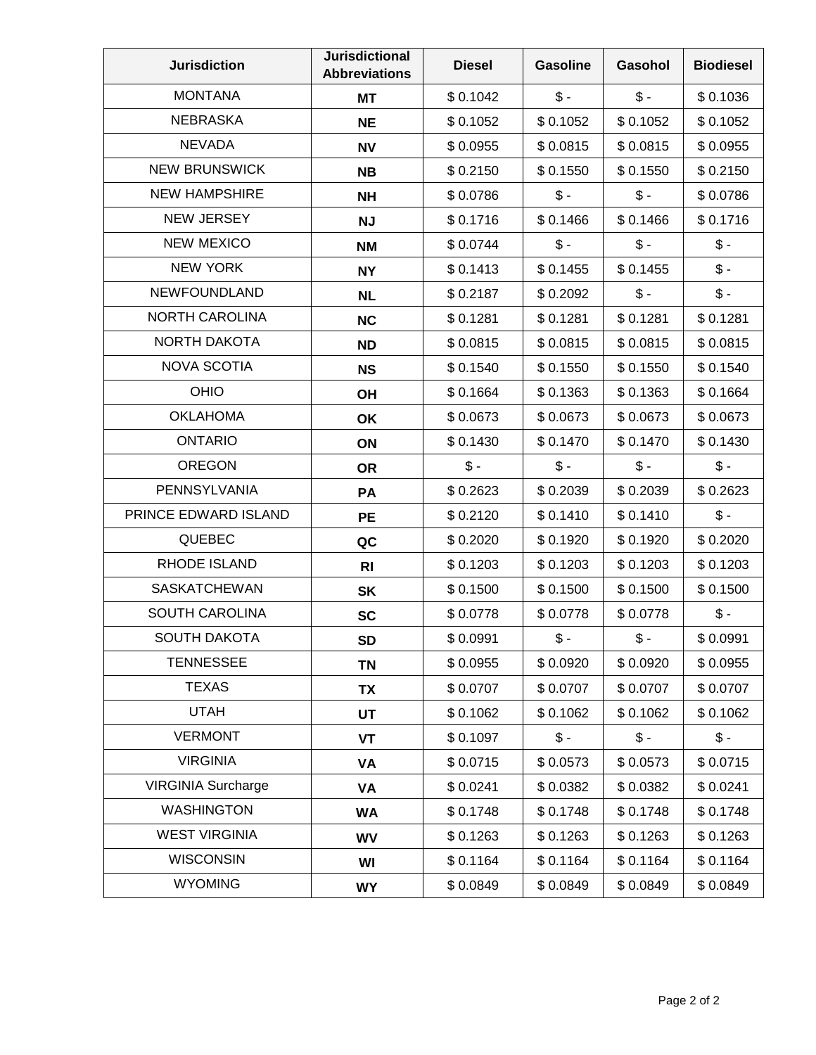| Jurisdiction | Jurisdictional Abbreviations | Diesel | Gasoline | Gasohol | Biodiesel |
|---|---|---|---|---|---|
| MONTANA | **MT** | $ 0.1042 | $ - | $ - | $ 0.1036 |
| NEBRASKA | **NE** | $ 0.1052 | $ 0.1052 | $ 0.1052 | $ 0.1052 |
| NEVADA | **NV** | $ 0.0955 | $ 0.0815 | $ 0.0815 | $ 0.0955 |
| NEW BRUNSWICK | **NB** | $ 0.2150 | $ 0.1550 | $ 0.1550 | $ 0.2150 |
| NEW HAMPSHIRE | **NH** | $ 0.0786 | $ - | $ - | $ 0.0786 |
| NEW JERSEY | **NJ** | $ 0.1716 | $ 0.1466 | $ 0.1466 | $ 0.1716 |
| NEW MEXICO | **NM** | $ 0.0744 | $ - | $ - | $ - |
| NEW YORK | **NY** | $ 0.1413 | $ 0.1455 | $ 0.1455 | $ - |
| NEWFOUNDLAND | **NL** | $ 0.2187 | $ 0.2092 | $ - | $ - |
| NORTH CAROLINA | **NC** | $ 0.1281 | $ 0.1281 | $ 0.1281 | $ 0.1281 |
| NORTH DAKOTA | **ND** | $ 0.0815 | $ 0.0815 | $ 0.0815 | $ 0.0815 |
| NOVA SCOTIA | **NS** | $ 0.1540 | $ 0.1550 | $ 0.1550 | $ 0.1540 |
| OHIO | **OH** | $ 0.1664 | $ 0.1363 | $ 0.1363 | $ 0.1664 |
| OKLAHOMA | **OK** | $ 0.0673 | $ 0.0673 | $ 0.0673 | $ 0.0673 |
| ONTARIO | **ON** | $ 0.1430 | $ 0.1470 | $ 0.1470 | $ 0.1430 |
| OREGON | **OR** | $ - | $ - | $ - | $ - |
| PENNSYLVANIA | **PA** | $ 0.2623 | $ 0.2039 | $ 0.2039 | $ 0.2623 |
| PRINCE EDWARD ISLAND | **PE** | $ 0.2120 | $ 0.1410 | $ 0.1410 | $ - |
| QUEBEC | **QC** | $ 0.2020 | $ 0.1920 | $ 0.1920 | $ 0.2020 |
| RHODE ISLAND | **RI** | $ 0.1203 | $ 0.1203 | $ 0.1203 | $ 0.1203 |
| SASKATCHEWAN | **SK** | $ 0.1500 | $ 0.1500 | $ 0.1500 | $ 0.1500 |
| SOUTH CAROLINA | **SC** | $ 0.0778 | $ 0.0778 | $ 0.0778 | $ - |
| SOUTH DAKOTA | **SD** | $ 0.0991 | $ - | $ - | $ 0.0991 |
| TENNESSEE | **TN** | $ 0.0955 | $ 0.0920 | $ 0.0920 | $ 0.0955 |
| TEXAS | **TX** | $ 0.0707 | $ 0.0707 | $ 0.0707 | $ 0.0707 |
| UTAH | **UT** | $ 0.1062 | $ 0.1062 | $ 0.1062 | $ 0.1062 |
| VERMONT | **VT** | $ 0.1097 | $ - | $ - | $ - |
| VIRGINIA | **VA** | $ 0.0715 | $ 0.0573 | $ 0.0573 | $ 0.0715 |
| VIRGINIA Surcharge | **VA** | $ 0.0241 | $ 0.0382 | $ 0.0382 | $ 0.0241 |
| WASHINGTON | **WA** | $ 0.1748 | $ 0.1748 | $ 0.1748 | $ 0.1748 |
| WEST VIRGINIA | **WV** | $ 0.1263 | $ 0.1263 | $ 0.1263 | $ 0.1263 |
| WISCONSIN | **WI** | $ 0.1164 | $ 0.1164 | $ 0.1164 | $ 0.1164 |
| WYOMING | **WY** | $ 0.0849 | $ 0.0849 | $ 0.0849 | $ 0.0849 |